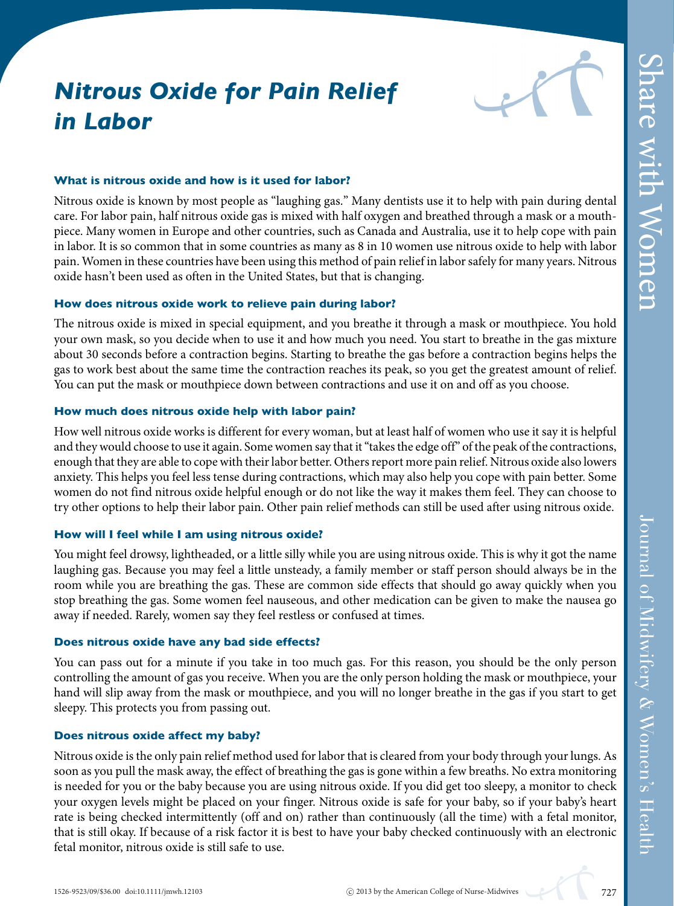# *Nitrous Oxide for Pain Relief in Labor*

### What is nitrous oxide and how is it used for labor?

Nitrous oxide is known by most people as "laughing gas." Many dentists use it to help with pain during dental care. For labor pain, half nitrous oxide gas is mixed with half oxygen and breathed through a mask or a mouthpiece. Many women in Europe and other countries, such as Canada and Australia, use it to help cope with pain in labor. It is so common that in some countries as many as 8 in 10 women use nitrous oxide to help with labor pain. Women in these countries have been using this method of pain relief in labor safely for many years. Nitrous oxide hasn't been used as often in the United States, but that is changing.

### How does nitrous oxide work to relieve pain during labor?

The nitrous oxide is mixed in special equipment, and you breathe it through a mask or mouthpiece. You hold your own mask, so you decide when to use it and how much you need. You start to breathe in the gas mixture about 30 seconds before a contraction begins. Starting to breathe the gas before a contraction begins helps the gas to work best about the same time the contraction reaches its peak, so you get the greatest amount of relief. You can put the mask or mouthpiece down between contractions and use it on and off as you choose.

### How much does nitrous oxide help with labor pain?

How well nitrous oxide works is different for every woman, but at least half of women who use it say it is helpful and they would choose to use it again. Some women say that it "takes the edge off" of the peak of the contractions, enough that they are able to cope with their labor better. Others report more pain relief. Nitrous oxide also lowers anxiety. This helps you feel less tense during contractions, which may also help you cope with pain better. Some women do not find nitrous oxide helpful enough or do not like the way it makes them feel. They can choose to try other options to help their labor pain. Other pain relief methods can still be used after using nitrous oxide.

### How will I feel while I am using nitrous oxide?

You might feel drowsy, lightheaded, or a little silly while you are using nitrous oxide. This is why it got the name laughing gas. Because you may feel a little unsteady, a family member or staff person should always be in the room while you are breathing the gas. These are common side effects that should go away quickly when you stop breathing the gas. Some women feel nauseous, and other medication can be given to make the nausea go away if needed. Rarely, women say they feel restless or confused at times.

### Does nitrous oxide have any bad side effects?

You can pass out for a minute if you take in too much gas. For this reason, you should be the only person controlling the amount of gas you receive. When you are the only person holding the mask or mouthpiece, your hand will slip away from the mask or mouthpiece, and you will no longer breathe in the gas if you start to get sleepy. This protects you from passing out.

### Does nitrous oxide affect my baby?

Nitrous oxide is the only pain relief method used for labor that is cleared from your body through your lungs. As soon as you pull the mask away, the effect of breathing the gas is gone within a few breaths. No extra monitoring is needed for you or the baby because you are using nitrous oxide. If you did get too sleepy, a monitor to check your oxygen levels might be placed on your finger. Nitrous oxide is safe for your baby, so if your baby's heart rate is being checked intermittently (off and on) rather than continuously (all the time) with a fetal monitor, that is still okay. If because of a risk factor it is best to have your baby checked continuously with an electronic fetal monitor, nitrous oxide is still safe to use.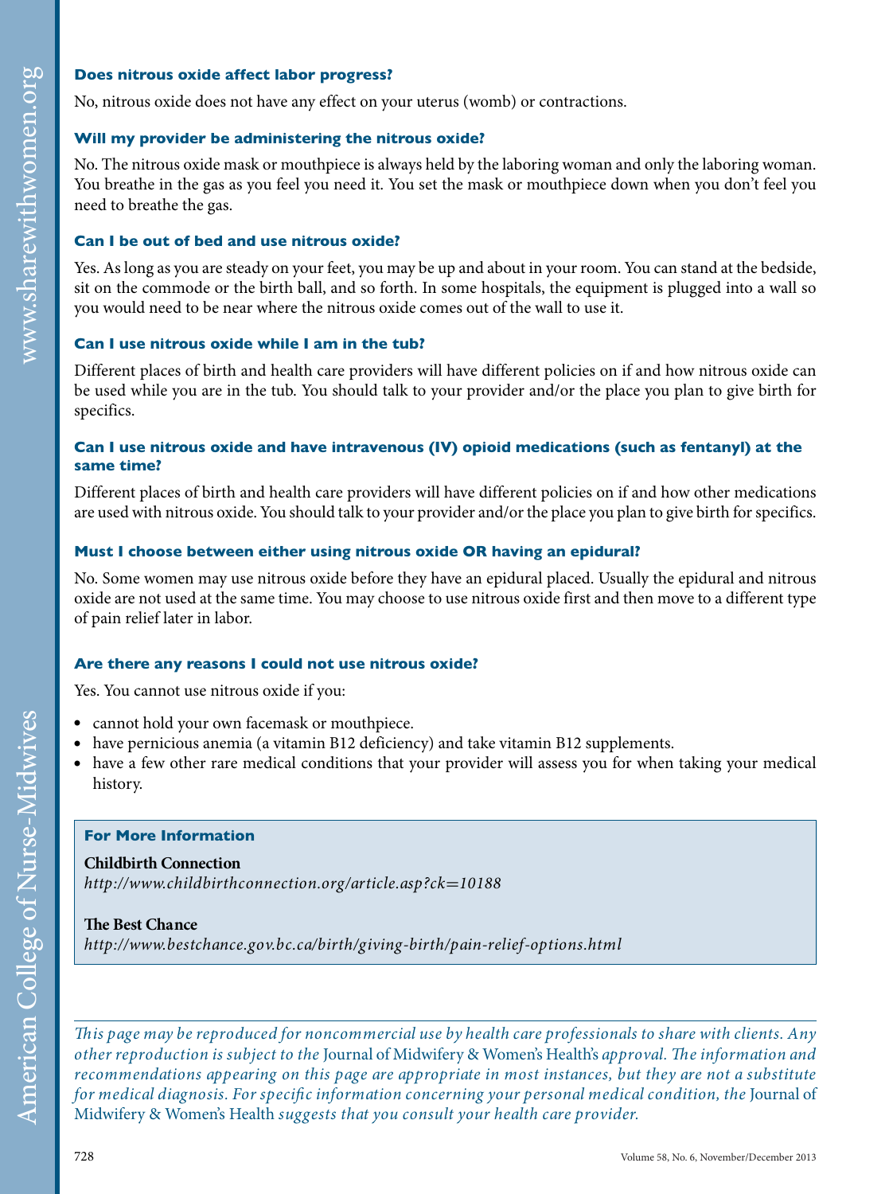### Does nitrous oxide affect labor progress?

No, nitrous oxide does not have any effect on your uterus (womb) or contractions.

### Will my provider be administering the nitrous oxide?

No. The nitrous oxide mask or mouthpiece is always held by the laboring woman and only the laboring woman. You breathe in the gas as you feel you need it. You set the mask or mouthpiece down when you don't feel you need to breathe the gas.

### Can I be out of bed and use nitrous oxide?

Yes. As long as you are steady on your feet, you may be up and about in your room. You can stand at the bedside, sit on the commode or the birth ball, and so forth. In some hospitals, the equipment is plugged into a wall so you would need to be near where the nitrous oxide comes out of the wall to use it.

### Can I use nitrous oxide while I am in the tub?

Different places of birth and health care providers will have different policies on if and how nitrous oxide can be used while you are in the tub. You should talk to your provider and/or the place you plan to give birth for specifics.

### Can I use nitrous oxide and have intravenous (IV) opioid medications (such as fentanyl) at the same time?

Different places of birth and health care providers will have different policies on if and how other medications are used with nitrous oxide. You should talk to your provider and/or the place you plan to give birth for specifics.

### Must I choose between either using nitrous oxide OR having an epidural?

No. Some women may use nitrous oxide before they have an epidural placed. Usually the epidural and nitrous oxide are not used at the same time. You may choose to use nitrous oxide first and then move to a different type of pain relief later in labor.

### Are there any reasons I could not use nitrous oxide?

Yes. You cannot use nitrous oxide if you:

- cannot hold your own facemask or mouthpiece.
- have pernicious anemia (a vitamin B12 deficiency) and take vitamin B12 supplements.
- have a few other rare medical conditions that your provider will assess you for when taking your medical history.

### For More Information

**Childbirth Connection**
*http://www.childbirthconnection.org/article.asp?ck=10188*

**The Best Chance**
*http://www.bestchance.gov.bc.ca/birth/giving-birth/pain-relief-options.html*

*This page may be reproduced for noncommercial use by health care professionals to share with clients. Any other reproduction is subject to the* Journal of Midwifery & Women's Health's *approval. The information and recommendations appearing on this page are appropriate in most instances, but they are not a substitute for medical diagnosis. For specific information concerning your personal medical condition, the* Journal of Midwifery & Women's Health *suggests that you consult your health care provider.*